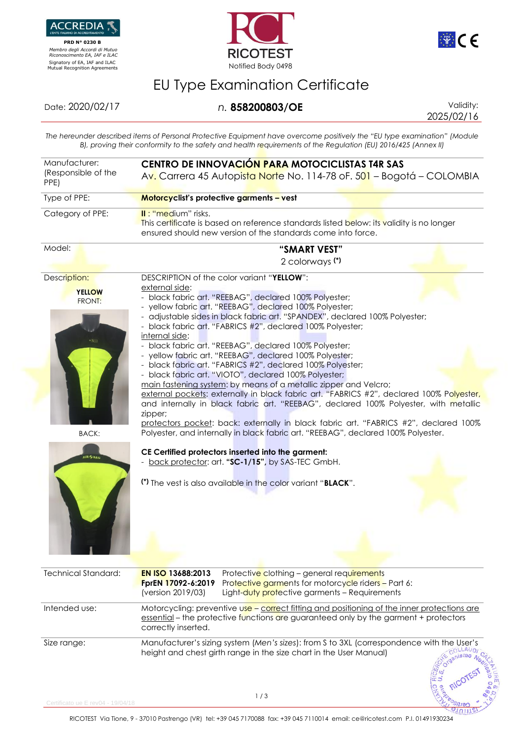ACCREDIA
L'ENTE ITALIANO DI ACCREDITAMENTO
**PRD N° 0230 B**
*Membro degli Accordi di Mutuo Riconoscimento EA, IAF e ILAC*
Signatory of EA, IAF and ILAC Mutual Recognition Agreements

RICOTEST
Notified Body 0498

# EU Type Examination Certificate

Date: 2020/02/17 — *n.* **858200803/OE** — Validity: 2025/02/16

*The hereunder described items of Personal Protective Equipment have overcome positively the "EU type examination" (Module B), proving their conformity to the safety and health requirements of the Regulation (EU) 2016/425 (Annex II)*

| | |
|---|---|
| Manufacturer: (Responsible of the PPE) | **CENTRO DE INNOVACIÓN PARA MOTOCICLISTAS T4R SAS** Av. Carrera 45 Autopista Norte No. 114-78 oF. 501 – Bogotá – COLOMBIA |
| Type of PPE: | **Motorcyclist's protective garments – vest** |
| Category of PPE: | **II** : "medium" risks. This certificate is based on reference standards listed below: its validity is no longer ensured should new version of the standards come into force. |
| Model: | **"SMART VEST"** 2 colorways **(*)** |

**Description:**

**YELLOW** FRONT:

BACK:

DESCRIPTION of the color variant "**YELLOW**":

external side:
- black fabric art. "REEBAG", declared 100% Polyester;
- yellow fabric art. "REEBAG", declared 100% Polyester;
- adjustable sides in black fabric art. "SPANDEX", declared 100% Polyester;
- black fabric art. "FABRICS #2", declared 100% Polyester;

internal side:
- black fabric art. "REEBAG", declared 100% Polyester;
- yellow fabric art. "REEBAG", declared 100% Polyester;
- black fabric art. "FABRICS #2", declared 100% Polyester;
- black fabric art. "VIOTO", declared 100% Polyester;

main fastening system: by means of a metallic zipper and Velcro;
external pockets: externally in black fabric art. "FABRICS #2", declared 100% Polyester, and internally in black fabric art. "REEBAG", declared 100% Polyester, with metallic zipper;
protectors pocket: back: externally in black fabric art. "FABRICS #2", declared 100% Polyester, and internally in black fabric art. "REEBAG", declared 100% Polyester.

**CE Certified protectors inserted into the garment:**
- back protector: art. **"SC-1/15",** by SAS-TEC GmbH.

**(*)** The vest is also available in the color variant "**BLACK**".

| | | |
|---|---|---|
| Technical Standard: | **EN ISO 13688:2013** | Protective clothing – general requirements |
| | **FprEN 17092-6:2019** (version 2019/03) | Protective garments for motorcycle riders – Part 6: Light-duty protective garments – Requirements |
| Intended use: | Motorcycling: preventive use – correct fitting and positioning of the inner protections are essential – the protective functions are guaranteed only by the garment + protectors correctly inserted. | |
| Size range: | Manufacturer's sizing system (*Men's sizes*): from S to 3XL (correspondence with the User's height and chest girth range in the size chart in the User Manual) | |

Certificato ue E rev04 - 19/04/18

RICOTEST Via Tione, 9 - 37010 Pastrengo (VR) tel: +39 045 7170088 fax: +39 045 7110014 email: ce@ricotest.com P.I. 01491930234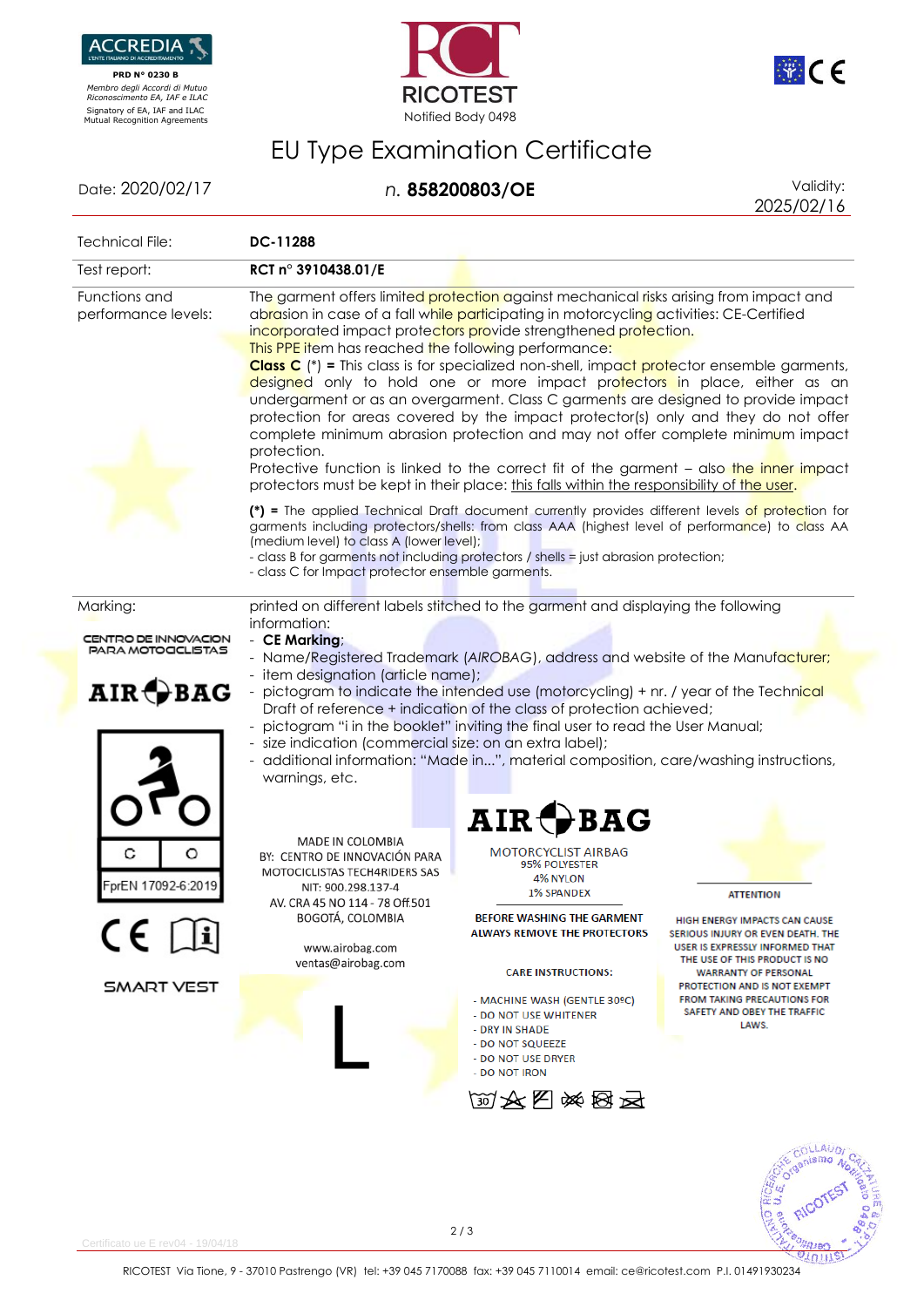ACCREDIA
L'ENTE ITALIANO DI ACCREDITAMENTO
PRD N° 0230 B
*Membro degli Accordi di Mutuo Riconoscimento EA, IAF e ILAC*
Signatory of EA, IAF and ILAC Mutual Recognition Agreements

RICOTEST
Notified Body 0498

# EU Type Examination Certificate

Date: 2020/02/17 | *n.* **858200803/OE** | Validity: 2025/02/16

| | |
|---|---|
| Technical File: | **DC-11288** |
| Test report: | **RCT n° 3910438.01/E** |
| Functions and performance levels: | The garment offers limited protection against mechanical risks arising from impact and abrasion in case of a fall while participating in motorcycling activities: CE-Certified incorporated impact protectors provide strengthened protection. This PPE item has reached the following performance: **Class C** (\*) **=** This class is for specialized non-shell, impact protector ensemble garments, designed only to hold one or more impact protectors in place, either as an undergarment or as an overgarment. Class C garments are designed to provide impact protection for areas covered by the impact protector(s) only and they do not offer complete minimum abrasion protection and may not offer complete minimum impact protection. Protective function is linked to the correct fit of the garment – also the inner impact protectors must be kept in their place: <u>this falls within the responsibility of the user</u>. **(\*) =** The applied Technical Draft document currently provides different levels of protection for garments including protectors/shells: from class AAA (highest level of performance) to class AA (medium level) to class A (lower level); - class B for garments not including protectors / shells = just abrasion protection; - class C for Impact protector ensemble garments. |
| Marking: | printed on different labels stitched to the garment and displaying the following information: - **CE Marking**; - Name/Registered Trademark (*AIROBAG*), address and website of the Manufacturer; - item designation (article name); - pictogram to indicate the intended use (motorcycling) + nr. / year of the Technical Draft of reference + indication of the class of protection achieved; - pictogram "i in the booklet" inviting the final user to read the User Manual; - size indication (commercial size: on an extra label); - additional information: "Made in...", material composition, care/washing instructions, warnings, etc. |

CENTRO DE INNOVACION PARA MOTOCICLISTAS

AIR BAG

C | O

FprEN 17092-6:2019

CE

SMART VEST

MADE IN COLOMBIA
BY: CENTRO DE INNOVACIÓN PARA MOTOCICLISTAS TECH4RIDERS SAS
NIT: 900.298.137-4
AV. CRA 45 NO 114 - 78 Off.501
BOGOTÁ, COLOMBIA

www.airobag.com
ventas@airobag.com

L

AIR BAG

MOTORCYCLIST AIRBAG
95% POLYESTER
4% NYLON
1% SPANDEX

BEFORE WASHING THE GARMENT ALWAYS REMOVE THE PROTECTORS

CARE INSTRUCTIONS:

- MACHINE WASH (GENTLE 30ºC)
- DO NOT USE WHITENER
- DRY IN SHADE
- DO NOT SQUEEZE
- DO NOT USE DRYER
- DO NOT IRON

ATTENTION

HIGH ENERGY IMPACTS CAN CAUSE SERIOUS INJURY OR EVEN DEATH. THE USER IS EXPRESSLY INFORMED THAT THE USE OF THIS PRODUCT IS NO WARRANTY OF PERSONAL PROTECTION AND IS NOT EXEMPT FROM TAKING PRECAUTIONS FOR SAFETY AND OBEY THE TRAFFIC LAWS.

Certificato ue E rev04 - 19/04/18

RICOTEST Via Tione, 9 - 37010 Pastrengo (VR) tel: +39 045 7170088 fax: +39 045 7110014 email: ce@ricotest.com P.I. 01491930234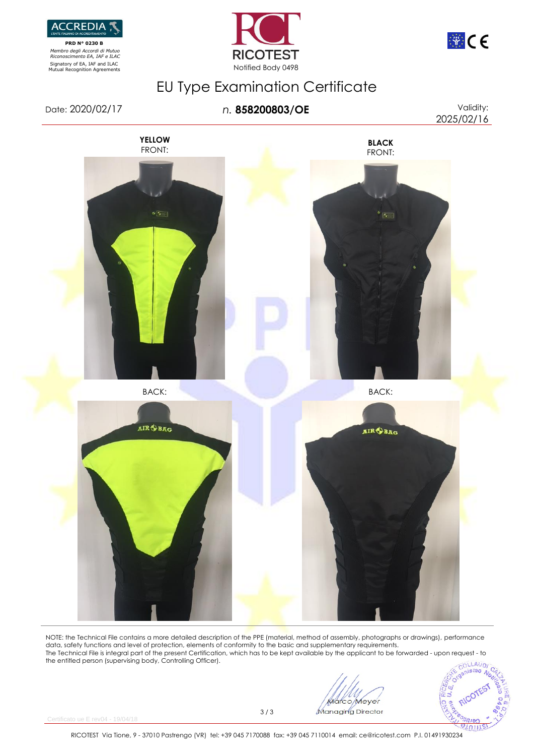ACCREDIA
L'ENTE ITALIANO DI ACCREDITAMENTO

PRD N° 0230 B

*Membro degli Accordi di Mutuo Riconoscimento EA, IAF e ILAC*

Signatory of EA, IAF and ILAC Mutual Recognition Agreements

RICOTEST

Notified Body 0498

# EU Type Examination Certificate

Date: 2020/02/17

*n.* **858200803/OE**

Validity: 2025/02/16

**YELLOW**

FRONT:

**BLACK**

FRONT:

BACK:

BACK:

NOTE: the Technical File contains a more detailed description of the PPE (material, method of assembly, photographs or drawings), performance data, safety functions and level of protection, elements of conformity to the basic and supplementary requirements.
The Technical File is integral part of the present Certification, which has to be kept available by the applicant to be forwarded - upon request - to the entitled person (supervising body, Controlling Officer).

Marco Meyer
Managing Director

Certificato ue E rev04 - 19/04/18

RICOTEST Via Tione, 9 - 37010 Pastrengo (VR) tel: +39 045 7170088 fax: +39 045 7110014 email: ce@ricotest.com P.I. 01491930234